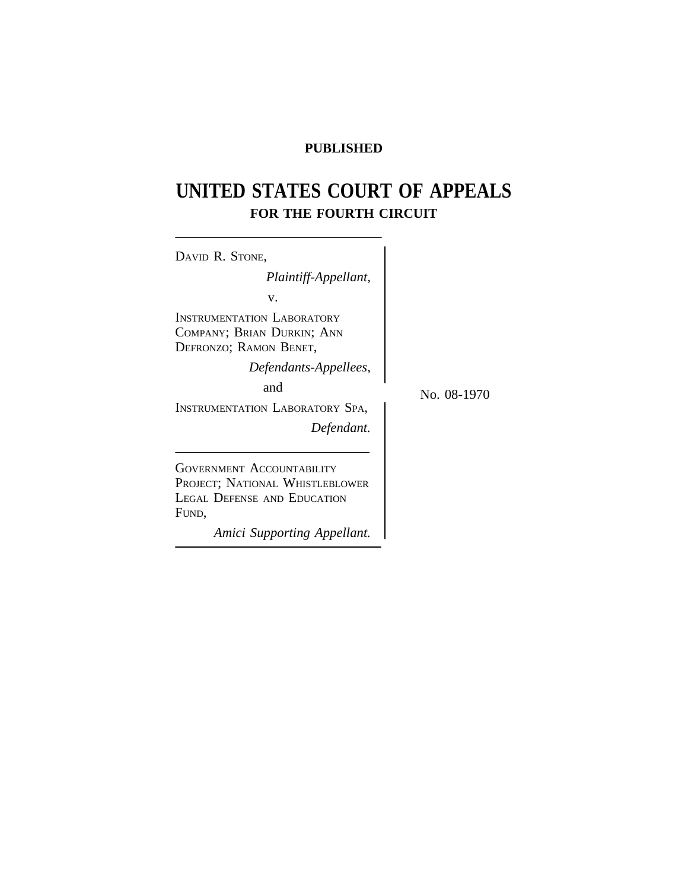**PUBLISHED**

# UNITED STATES COURT OF APPEALS
## FOR THE FOURTH CIRCUIT

DAVID R. STONE,
*Plaintiff-Appellant,*

v.

INSTRUMENTATION LABORATORY COMPANY; BRIAN DURKIN; ANN DEFRONZO; RAMON BENET,
*Defendants-Appellees,*

and

INSTRUMENTATION LABORATORY SPA,
*Defendant.*

GOVERNMENT ACCOUNTABILITY PROJECT; NATIONAL WHISTLEBLOWER LEGAL DEFENSE AND EDUCATION FUND,
*Amici Supporting Appellant.*

No. 08-1970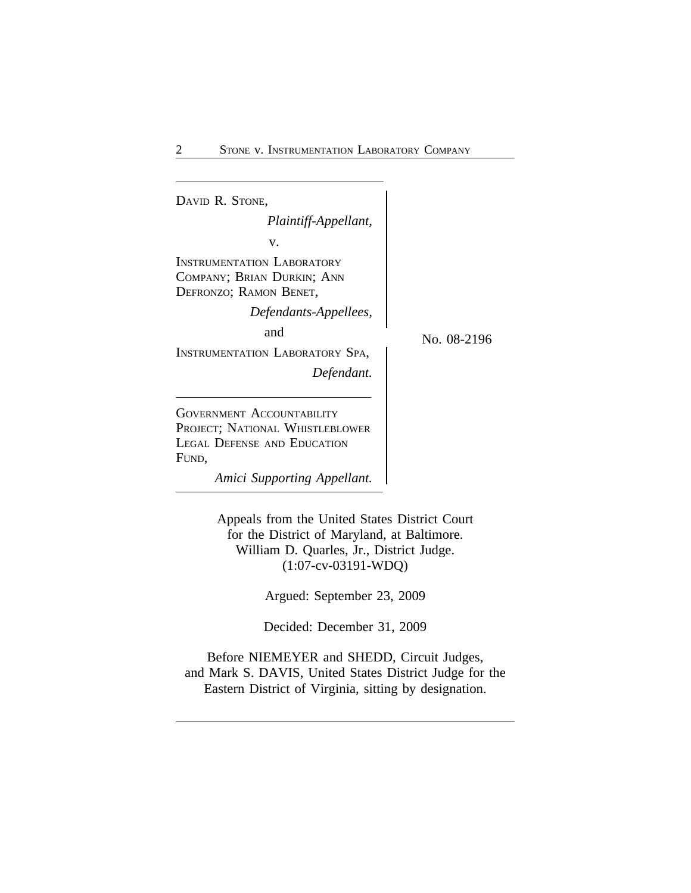DAVID R. STONE,

*Plaintiff-Appellant,*

v.

INSTRUMENTATION LABORATORY COMPANY; BRIAN DURKIN; ANN DEFRONZO; RAMON BENET,

*Defendants-Appellees,*

and

INSTRUMENTATION LABORATORY SPA,

*Defendant.*

GOVERNMENT ACCOUNTABILITY PROJECT; NATIONAL WHISTLEBLOWER LEGAL DEFENSE AND EDUCATION FUND,

*Amici Supporting Appellant.*

No. 08-2196

Appeals from the United States District Court for the District of Maryland, at Baltimore.
William D. Quarles, Jr., District Judge.
(1:07-cv-03191-WDQ)

Argued: September 23, 2009

Decided: December 31, 2009

Before NIEMEYER and SHEDD, Circuit Judges, and Mark S. DAVIS, United States District Judge for the Eastern District of Virginia, sitting by designation.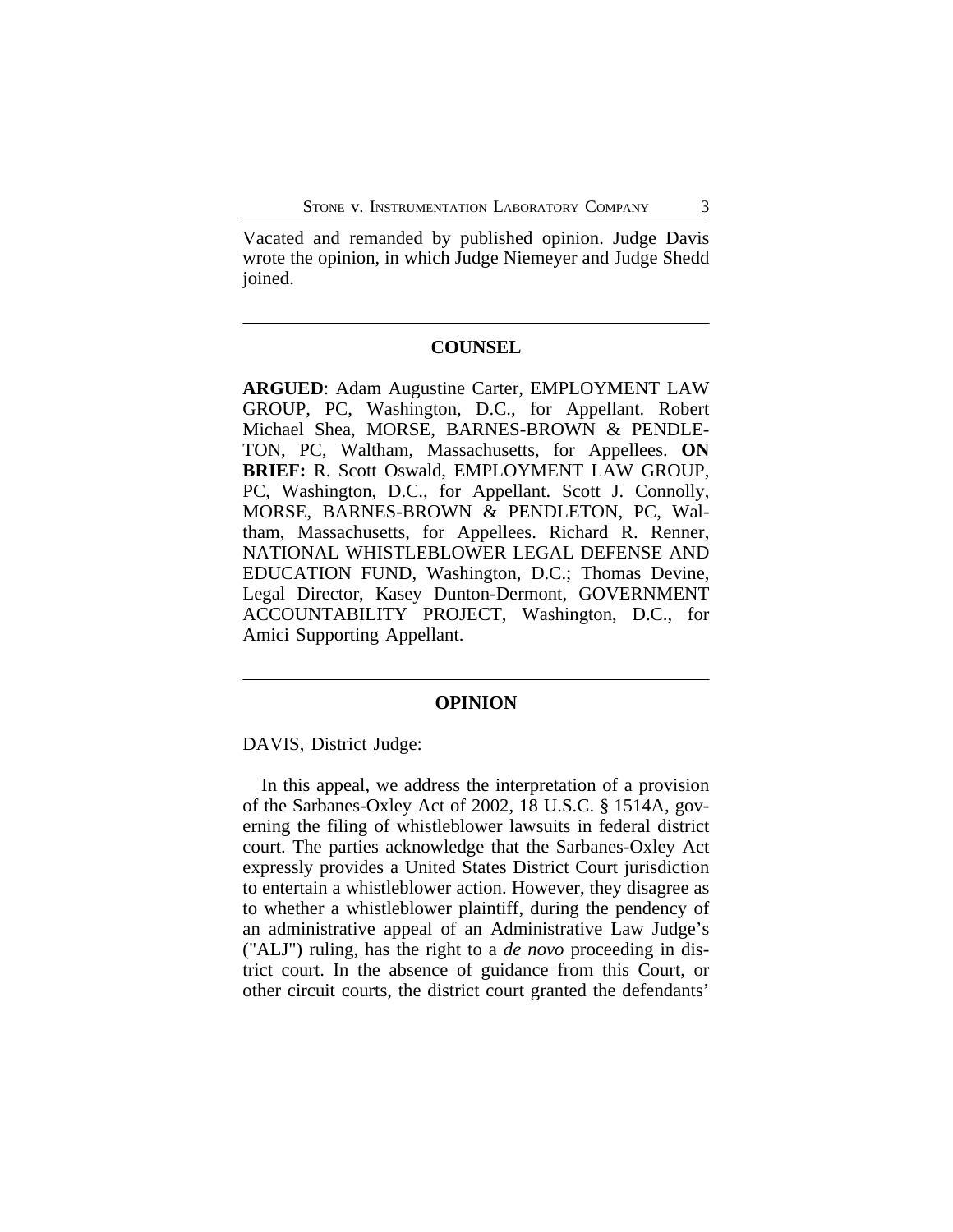Vacated and remanded by published opinion. Judge Davis wrote the opinion, in which Judge Niemeyer and Judge Shedd joined.

---

## COUNSEL

**ARGUED**: Adam Augustine Carter, EMPLOYMENT LAW GROUP, PC, Washington, D.C., for Appellant. Robert Michael Shea, MORSE, BARNES-BROWN & PENDLETON, PC, Waltham, Massachusetts, for Appellees. **ON BRIEF:** R. Scott Oswald, EMPLOYMENT LAW GROUP, PC, Washington, D.C., for Appellant. Scott J. Connolly, MORSE, BARNES-BROWN & PENDLETON, PC, Waltham, Massachusetts, for Appellees. Richard R. Renner, NATIONAL WHISTLEBLOWER LEGAL DEFENSE AND EDUCATION FUND, Washington, D.C.; Thomas Devine, Legal Director, Kasey Dunton-Dermont, GOVERNMENT ACCOUNTABILITY PROJECT, Washington, D.C., for Amici Supporting Appellant.

---

## OPINION

DAVIS, District Judge:

In this appeal, we address the interpretation of a provision of the Sarbanes-Oxley Act of 2002, 18 U.S.C. § 1514A, governing the filing of whistleblower lawsuits in federal district court. The parties acknowledge that the Sarbanes-Oxley Act expressly provides a United States District Court jurisdiction to entertain a whistleblower action. However, they disagree as to whether a whistleblower plaintiff, during the pendency of an administrative appeal of an Administrative Law Judge's ("ALJ") ruling, has the right to a *de novo* proceeding in district court. In the absence of guidance from this Court, or other circuit courts, the district court granted the defendants'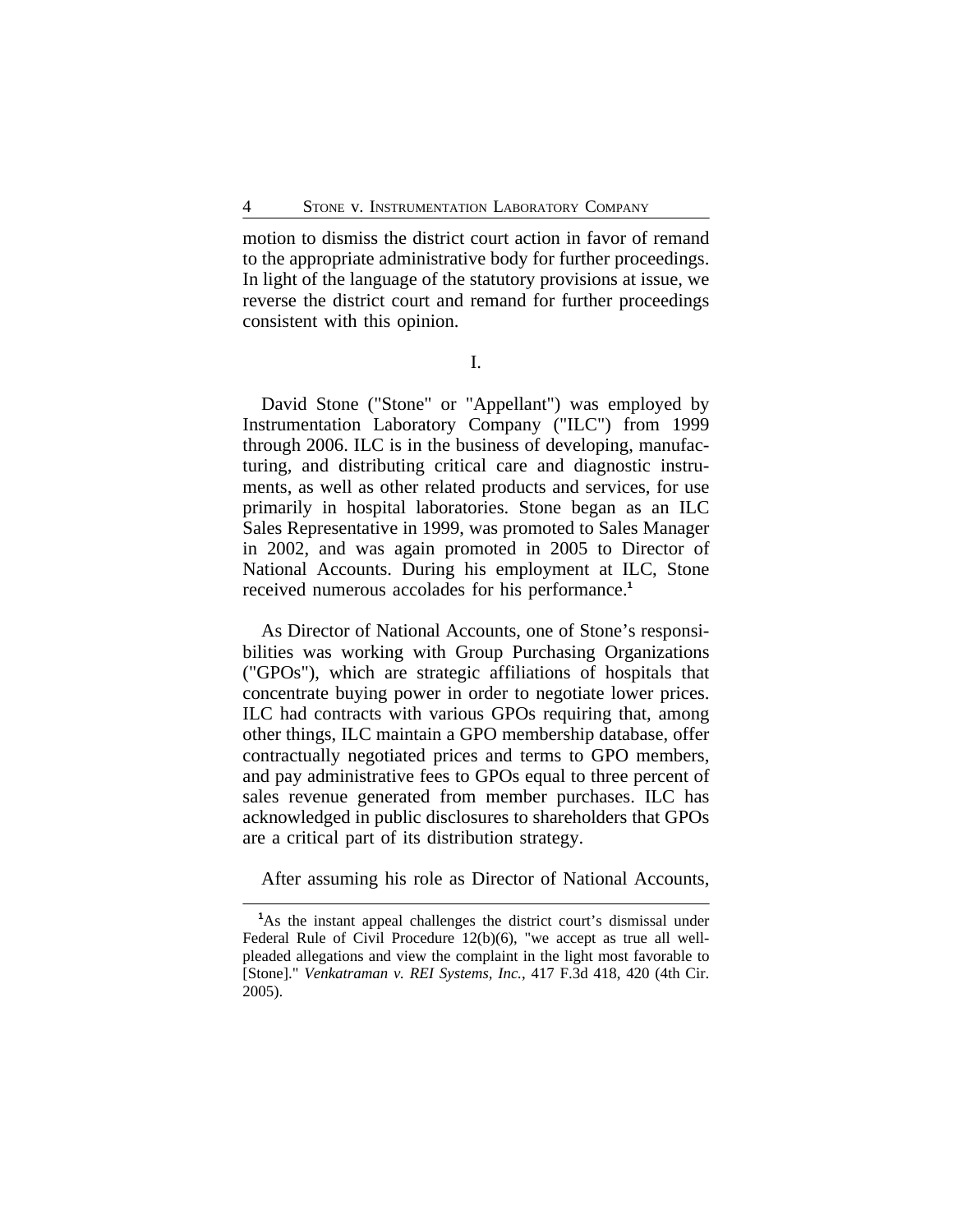motion to dismiss the district court action in favor of remand to the appropriate administrative body for further proceedings. In light of the language of the statutory provisions at issue, we reverse the district court and remand for further proceedings consistent with this opinion.

## I.

David Stone ("Stone" or "Appellant") was employed by Instrumentation Laboratory Company ("ILC") from 1999 through 2006. ILC is in the business of developing, manufacturing, and distributing critical care and diagnostic instruments, as well as other related products and services, for use primarily in hospital laboratories. Stone began as an ILC Sales Representative in 1999, was promoted to Sales Manager in 2002, and was again promoted in 2005 to Director of National Accounts. During his employment at ILC, Stone received numerous accolades for his performance.[1]

As Director of National Accounts, one of Stone's responsibilities was working with Group Purchasing Organizations ("GPOs"), which are strategic affiliations of hospitals that concentrate buying power in order to negotiate lower prices. ILC had contracts with various GPOs requiring that, among other things, ILC maintain a GPO membership database, offer contractually negotiated prices and terms to GPO members, and pay administrative fees to GPOs equal to three percent of sales revenue generated from member purchases. ILC has acknowledged in public disclosures to shareholders that GPOs are a critical part of its distribution strategy.

After assuming his role as Director of National Accounts,

---

[1] As the instant appeal challenges the district court's dismissal under Federal Rule of Civil Procedure 12(b)(6), "we accept as true all well-pleaded allegations and view the complaint in the light most favorable to [Stone]." *Venkatraman v. REI Systems, Inc.*, 417 F.3d 418, 420 (4th Cir. 2005).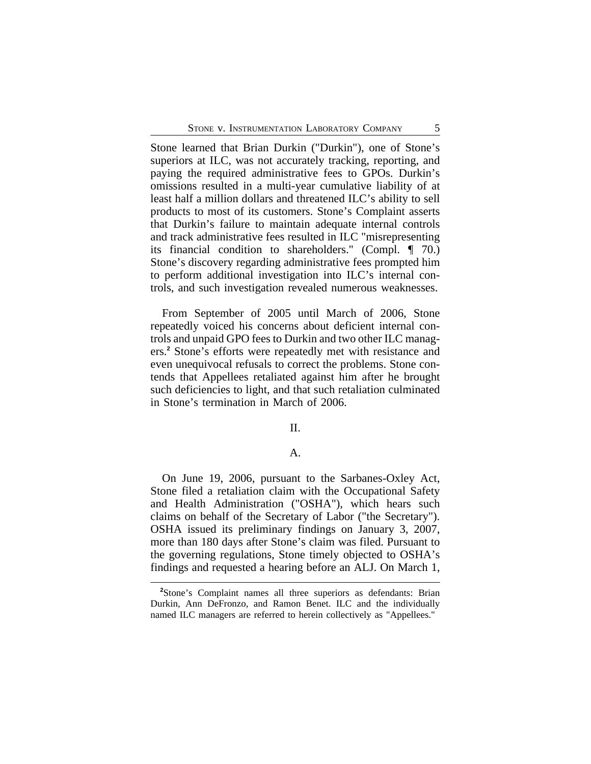Stone learned that Brian Durkin ("Durkin"), one of Stone's superiors at ILC, was not accurately tracking, reporting, and paying the required administrative fees to GPOs. Durkin's omissions resulted in a multi-year cumulative liability of at least half a million dollars and threatened ILC's ability to sell products to most of its customers. Stone's Complaint asserts that Durkin's failure to maintain adequate internal controls and track administrative fees resulted in ILC "misrepresenting its financial condition to shareholders." (Compl. ¶ 70.) Stone's discovery regarding administrative fees prompted him to perform additional investigation into ILC's internal controls, and such investigation revealed numerous weaknesses.

From September of 2005 until March of 2006, Stone repeatedly voiced his concerns about deficient internal controls and unpaid GPO fees to Durkin and two other ILC managers.[2] Stone's efforts were repeatedly met with resistance and even unequivocal refusals to correct the problems. Stone contends that Appellees retaliated against him after he brought such deficiencies to light, and that such retaliation culminated in Stone's termination in March of 2006.

## II.

### A.

On June 19, 2006, pursuant to the Sarbanes-Oxley Act, Stone filed a retaliation claim with the Occupational Safety and Health Administration ("OSHA"), which hears such claims on behalf of the Secretary of Labor ("the Secretary"). OSHA issued its preliminary findings on January 3, 2007, more than 180 days after Stone's claim was filed. Pursuant to the governing regulations, Stone timely objected to OSHA's findings and requested a hearing before an ALJ. On March 1,

---

[2]Stone's Complaint names all three superiors as defendants: Brian Durkin, Ann DeFronzo, and Ramon Benet. ILC and the individually named ILC managers are referred to herein collectively as "Appellees."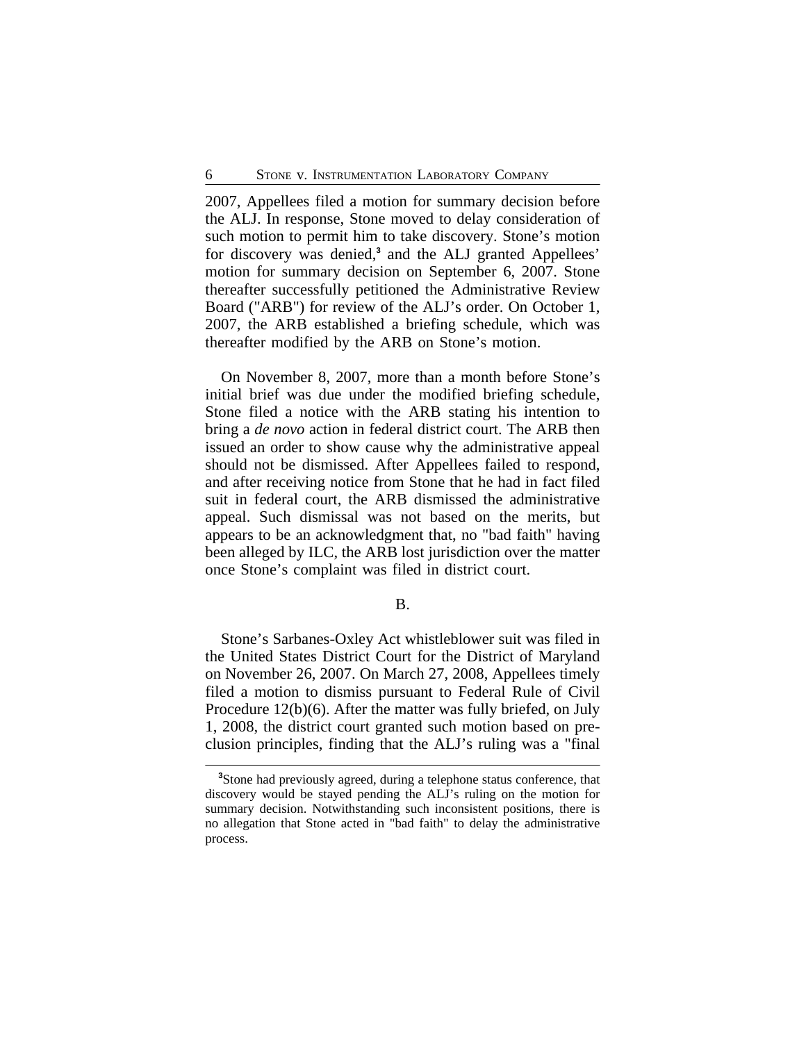2007, Appellees filed a motion for summary decision before the ALJ. In response, Stone moved to delay consideration of such motion to permit him to take discovery. Stone's motion for discovery was denied,[3] and the ALJ granted Appellees' motion for summary decision on September 6, 2007. Stone thereafter successfully petitioned the Administrative Review Board ("ARB") for review of the ALJ's order. On October 1, 2007, the ARB established a briefing schedule, which was thereafter modified by the ARB on Stone's motion.

On November 8, 2007, more than a month before Stone's initial brief was due under the modified briefing schedule, Stone filed a notice with the ARB stating his intention to bring a *de novo* action in federal district court. The ARB then issued an order to show cause why the administrative appeal should not be dismissed. After Appellees failed to respond, and after receiving notice from Stone that he had in fact filed suit in federal court, the ARB dismissed the administrative appeal. Such dismissal was not based on the merits, but appears to be an acknowledgment that, no "bad faith" having been alleged by ILC, the ARB lost jurisdiction over the matter once Stone's complaint was filed in district court.

B.

Stone's Sarbanes-Oxley Act whistleblower suit was filed in the United States District Court for the District of Maryland on November 26, 2007. On March 27, 2008, Appellees timely filed a motion to dismiss pursuant to Federal Rule of Civil Procedure 12(b)(6). After the matter was fully briefed, on July 1, 2008, the district court granted such motion based on preclusion principles, finding that the ALJ's ruling was a "final

[3]Stone had previously agreed, during a telephone status conference, that discovery would be stayed pending the ALJ's ruling on the motion for summary decision. Notwithstanding such inconsistent positions, there is no allegation that Stone acted in "bad faith" to delay the administrative process.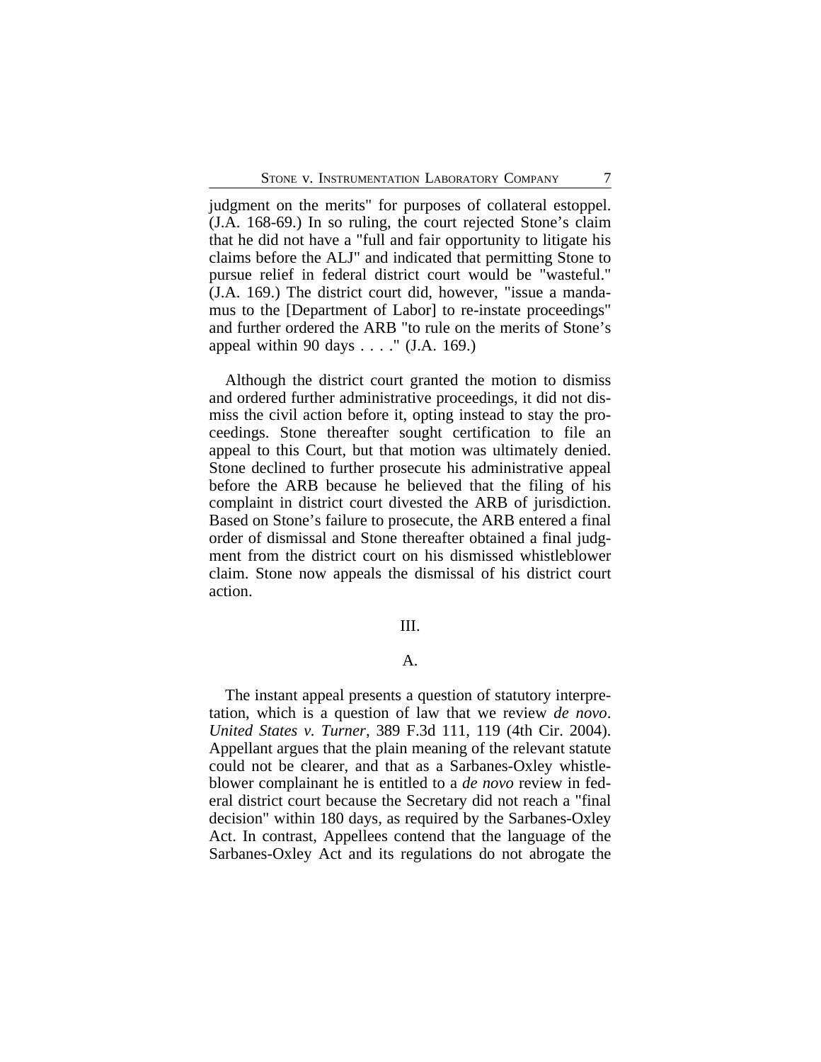judgment on the merits" for purposes of collateral estoppel. (J.A. 168-69.) In so ruling, the court rejected Stone's claim that he did not have a "full and fair opportunity to litigate his claims before the ALJ" and indicated that permitting Stone to pursue relief in federal district court would be "wasteful." (J.A. 169.) The district court did, however, "issue a mandamus to the [Department of Labor] to re-instate proceedings" and further ordered the ARB "to rule on the merits of Stone's appeal within 90 days . . . ." (J.A. 169.)

Although the district court granted the motion to dismiss and ordered further administrative proceedings, it did not dismiss the civil action before it, opting instead to stay the proceedings. Stone thereafter sought certification to file an appeal to this Court, but that motion was ultimately denied. Stone declined to further prosecute his administrative appeal before the ARB because he believed that the filing of his complaint in district court divested the ARB of jurisdiction. Based on Stone's failure to prosecute, the ARB entered a final order of dismissal and Stone thereafter obtained a final judgment from the district court on his dismissed whistleblower claim. Stone now appeals the dismissal of his district court action.

## III.

### A.

The instant appeal presents a question of statutory interpretation, which is a question of law that we review *de novo*. *United States v. Turner*, 389 F.3d 111, 119 (4th Cir. 2004). Appellant argues that the plain meaning of the relevant statute could not be clearer, and that as a Sarbanes-Oxley whistleblower complainant he is entitled to a *de novo* review in federal district court because the Secretary did not reach a "final decision" within 180 days, as required by the Sarbanes-Oxley Act. In contrast, Appellees contend that the language of the Sarbanes-Oxley Act and its regulations do not abrogate the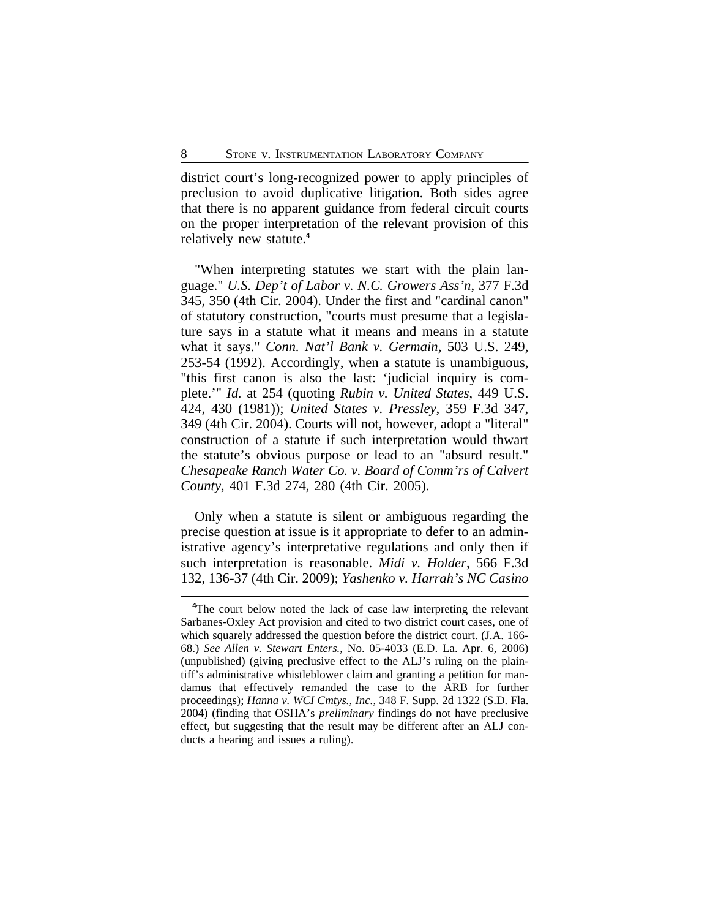district court's long-recognized power to apply principles of preclusion to avoid duplicative litigation. Both sides agree that there is no apparent guidance from federal circuit courts on the proper interpretation of the relevant provision of this relatively new statute.[4]

"When interpreting statutes we start with the plain language." *U.S. Dep't of Labor v. N.C. Growers Ass'n*, 377 F.3d 345, 350 (4th Cir. 2004). Under the first and "cardinal canon" of statutory construction, "courts must presume that a legislature says in a statute what it means and means in a statute what it says." *Conn. Nat'l Bank v. Germain*, 503 U.S. 249, 253-54 (1992). Accordingly, when a statute is unambiguous, "this first canon is also the last: 'judicial inquiry is complete.'" *Id.* at 254 (quoting *Rubin v. United States*, 449 U.S. 424, 430 (1981)); *United States v. Pressley*, 359 F.3d 347, 349 (4th Cir. 2004). Courts will not, however, adopt a "literal" construction of a statute if such interpretation would thwart the statute's obvious purpose or lead to an "absurd result." *Chesapeake Ranch Water Co. v. Board of Comm'rs of Calvert County*, 401 F.3d 274, 280 (4th Cir. 2005).

Only when a statute is silent or ambiguous regarding the precise question at issue is it appropriate to defer to an administrative agency's interpretative regulations and only then if such interpretation is reasonable. *Midi v. Holder*, 566 F.3d 132, 136-37 (4th Cir. 2009); *Yashenko v. Harrah's NC Casino*

---

[4]The court below noted the lack of case law interpreting the relevant Sarbanes-Oxley Act provision and cited to two district court cases, one of which squarely addressed the question before the district court. (J.A. 166-68.) *See Allen v. Stewart Enters.*, No. 05-4033 (E.D. La. Apr. 6, 2006) (unpublished) (giving preclusive effect to the ALJ's ruling on the plaintiff's administrative whistleblower claim and granting a petition for mandamus that effectively remanded the case to the ARB for further proceedings); *Hanna v. WCI Cmtys., Inc.*, 348 F. Supp. 2d 1322 (S.D. Fla. 2004) (finding that OSHA's *preliminary* findings do not have preclusive effect, but suggesting that the result may be different after an ALJ conducts a hearing and issues a ruling).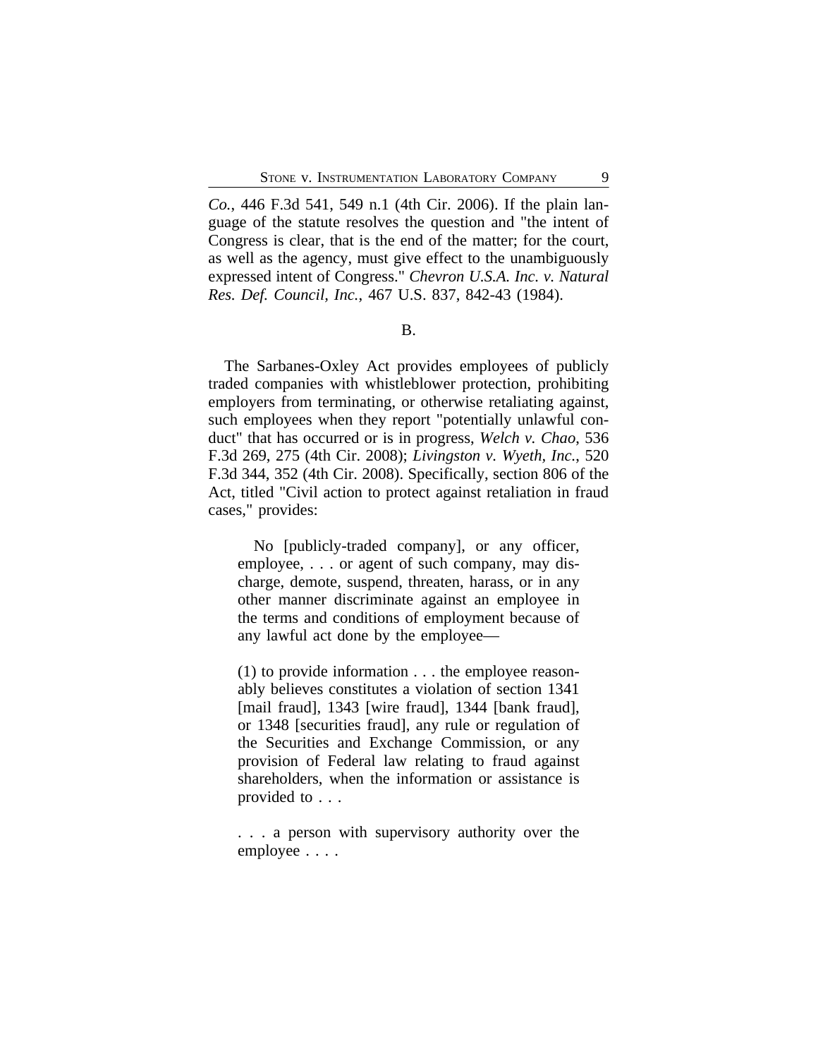*Co.*, 446 F.3d 541, 549 n.1 (4th Cir. 2006). If the plain language of the statute resolves the question and "the intent of Congress is clear, that is the end of the matter; for the court, as well as the agency, must give effect to the unambiguously expressed intent of Congress." *Chevron U.S.A. Inc. v. Natural Res. Def. Council, Inc.*, 467 U.S. 837, 842-43 (1984).

B.

The Sarbanes-Oxley Act provides employees of publicly traded companies with whistleblower protection, prohibiting employers from terminating, or otherwise retaliating against, such employees when they report "potentially unlawful conduct" that has occurred or is in progress, *Welch v. Chao*, 536 F.3d 269, 275 (4th Cir. 2008); *Livingston v. Wyeth, Inc.*, 520 F.3d 344, 352 (4th Cir. 2008). Specifically, section 806 of the Act, titled "Civil action to protect against retaliation in fraud cases," provides:

> No [publicly-traded company], or any officer, employee, . . . or agent of such company, may discharge, demote, suspend, threaten, harass, or in any other manner discriminate against an employee in the terms and conditions of employment because of any lawful act done by the employee—
>
> (1) to provide information . . . the employee reasonably believes constitutes a violation of section 1341 [mail fraud], 1343 [wire fraud], 1344 [bank fraud], or 1348 [securities fraud], any rule or regulation of the Securities and Exchange Commission, or any provision of Federal law relating to fraud against shareholders, when the information or assistance is provided to . . .
>
> . . . a person with supervisory authority over the employee . . . .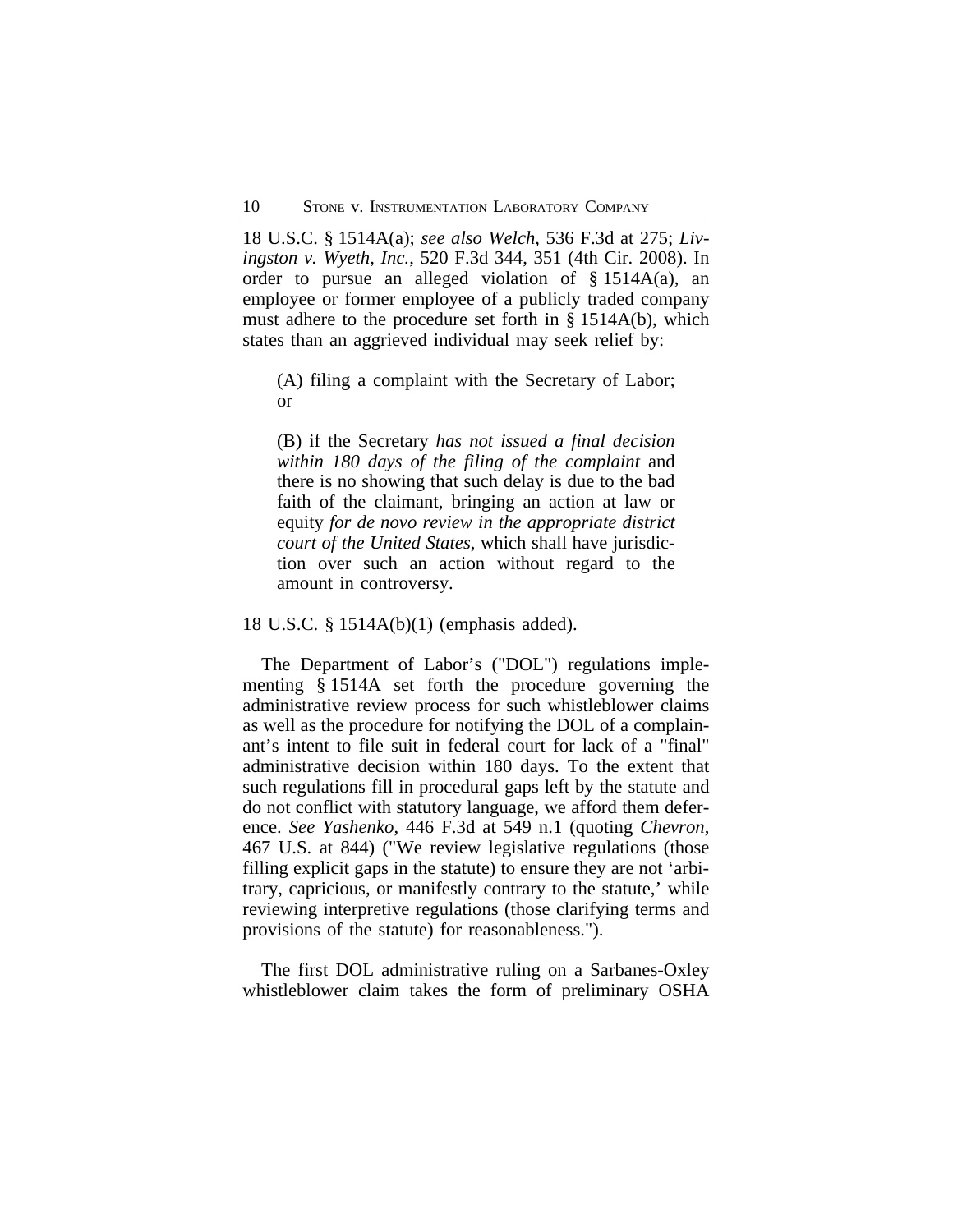18 U.S.C. § 1514A(a); *see also Welch*, 536 F.3d at 275; *Livingston v. Wyeth, Inc.*, 520 F.3d 344, 351 (4th Cir. 2008). In order to pursue an alleged violation of § 1514A(a), an employee or former employee of a publicly traded company must adhere to the procedure set forth in § 1514A(b), which states than an aggrieved individual may seek relief by:

> (A) filing a complaint with the Secretary of Labor; or
>
> (B) if the Secretary *has not issued a final decision within 180 days of the filing of the complaint* and there is no showing that such delay is due to the bad faith of the claimant, bringing an action at law or equity *for de novo review in the appropriate district court of the United States*, which shall have jurisdiction over such an action without regard to the amount in controversy.

18 U.S.C. § 1514A(b)(1) (emphasis added).

The Department of Labor's ("DOL") regulations implementing § 1514A set forth the procedure governing the administrative review process for such whistleblower claims as well as the procedure for notifying the DOL of a complainant's intent to file suit in federal court for lack of a "final" administrative decision within 180 days. To the extent that such regulations fill in procedural gaps left by the statute and do not conflict with statutory language, we afford them deference. *See Yashenko*, 446 F.3d at 549 n.1 (quoting *Chevron*, 467 U.S. at 844) ("We review legislative regulations (those filling explicit gaps in the statute) to ensure they are not 'arbitrary, capricious, or manifestly contrary to the statute,' while reviewing interpretive regulations (those clarifying terms and provisions of the statute) for reasonableness.").

The first DOL administrative ruling on a Sarbanes-Oxley whistleblower claim takes the form of preliminary OSHA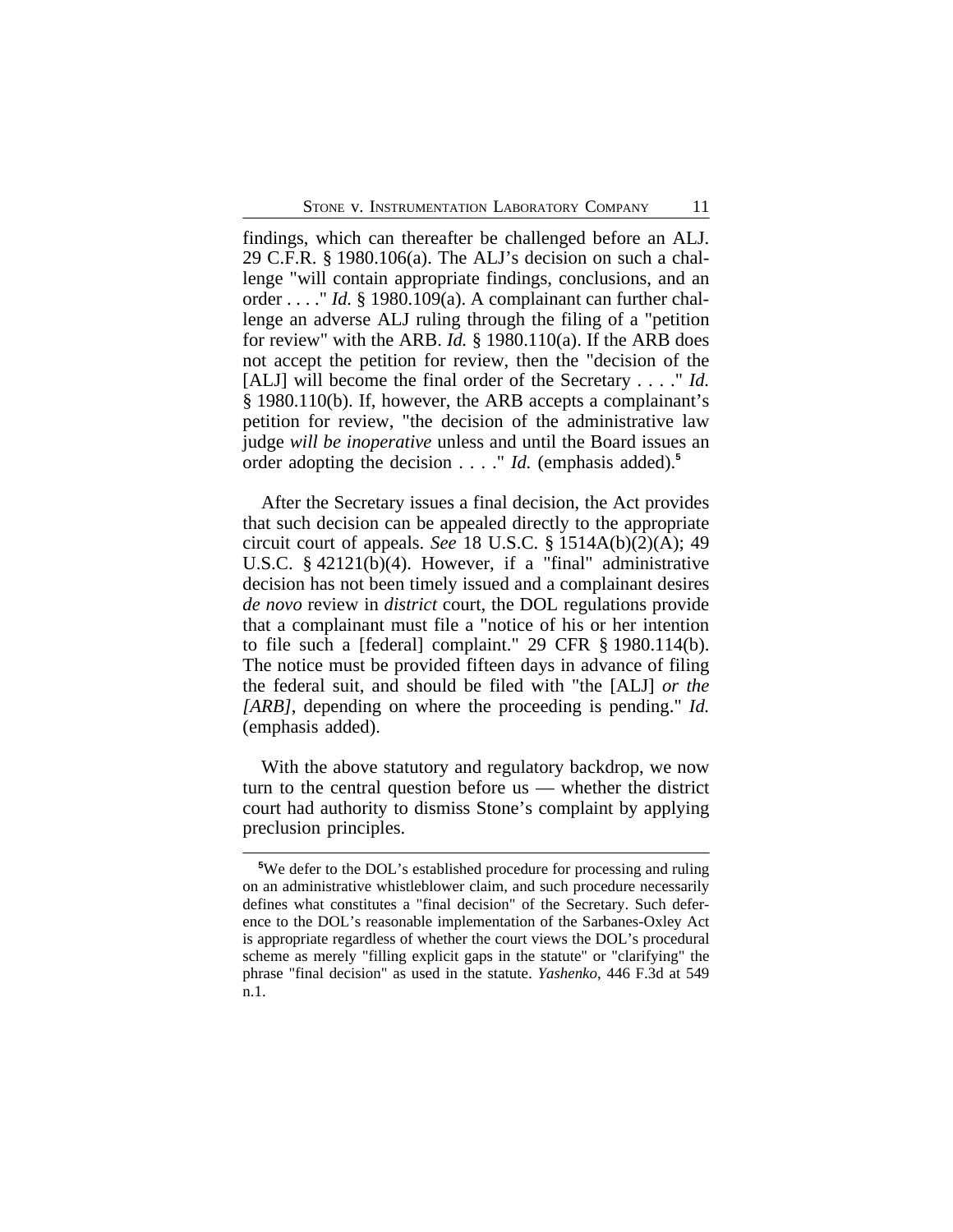findings, which can thereafter be challenged before an ALJ. 29 C.F.R. § 1980.106(a). The ALJ's decision on such a challenge "will contain appropriate findings, conclusions, and an order . . . ." *Id.* § 1980.109(a). A complainant can further challenge an adverse ALJ ruling through the filing of a "petition for review" with the ARB. *Id.* § 1980.110(a). If the ARB does not accept the petition for review, then the "decision of the [ALJ] will become the final order of the Secretary . . . ." *Id.* § 1980.110(b). If, however, the ARB accepts a complainant's petition for review, "the decision of the administrative law judge *will be inoperative* unless and until the Board issues an order adopting the decision . . . ." *Id.* (emphasis added).[5]

After the Secretary issues a final decision, the Act provides that such decision can be appealed directly to the appropriate circuit court of appeals. *See* 18 U.S.C. § 1514A(b)(2)(A); 49 U.S.C. § 42121(b)(4). However, if a "final" administrative decision has not been timely issued and a complainant desires *de novo* review in *district* court, the DOL regulations provide that a complainant must file a "notice of his or her intention to file such a [federal] complaint." 29 CFR § 1980.114(b). The notice must be provided fifteen days in advance of filing the federal suit, and should be filed with "the [ALJ] *or the [ARB]*, depending on where the proceeding is pending." *Id.* (emphasis added).

With the above statutory and regulatory backdrop, we now turn to the central question before us — whether the district court had authority to dismiss Stone's complaint by applying preclusion principles.

---

[5]We defer to the DOL's established procedure for processing and ruling on an administrative whistleblower claim, and such procedure necessarily defines what constitutes a "final decision" of the Secretary. Such deference to the DOL's reasonable implementation of the Sarbanes-Oxley Act is appropriate regardless of whether the court views the DOL's procedural scheme as merely "filling explicit gaps in the statute" or "clarifying" the phrase "final decision" as used in the statute. *Yashenko*, 446 F.3d at 549 n.1.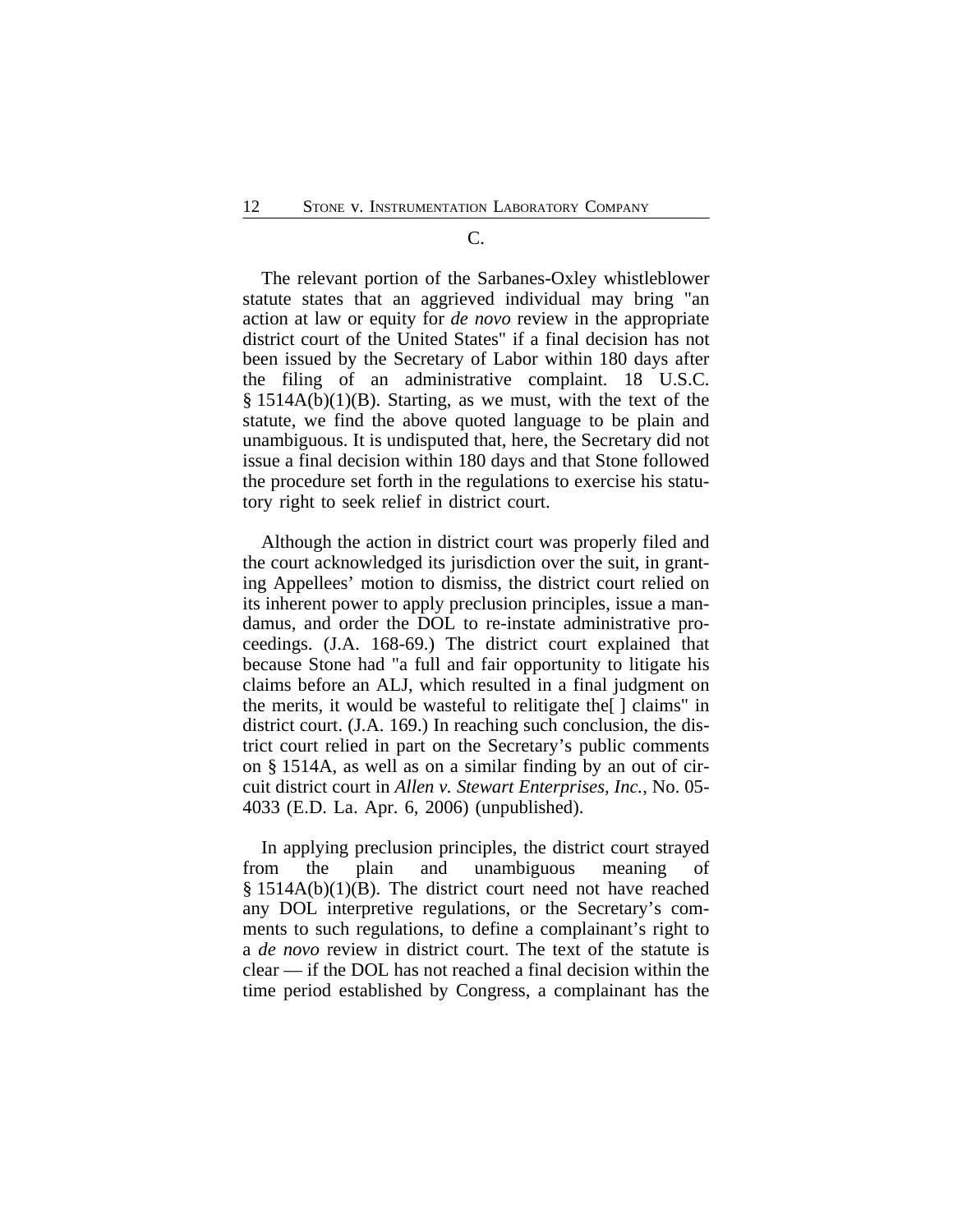C.

The relevant portion of the Sarbanes-Oxley whistleblower statute states that an aggrieved individual may bring "an action at law or equity for *de novo* review in the appropriate district court of the United States" if a final decision has not been issued by the Secretary of Labor within 180 days after the filing of an administrative complaint. 18 U.S.C. § 1514A(b)(1)(B). Starting, as we must, with the text of the statute, we find the above quoted language to be plain and unambiguous. It is undisputed that, here, the Secretary did not issue a final decision within 180 days and that Stone followed the procedure set forth in the regulations to exercise his statutory right to seek relief in district court.

Although the action in district court was properly filed and the court acknowledged its jurisdiction over the suit, in granting Appellees' motion to dismiss, the district court relied on its inherent power to apply preclusion principles, issue a mandamus, and order the DOL to re-instate administrative proceedings. (J.A. 168-69.) The district court explained that because Stone had "a full and fair opportunity to litigate his claims before an ALJ, which resulted in a final judgment on the merits, it would be wasteful to relitigate the[ ] claims" in district court. (J.A. 169.) In reaching such conclusion, the district court relied in part on the Secretary's public comments on § 1514A, as well as on a similar finding by an out of circuit district court in *Allen v. Stewart Enterprises, Inc.*, No. 05-4033 (E.D. La. Apr. 6, 2006) (unpublished).

In applying preclusion principles, the district court strayed from the plain and unambiguous meaning of § 1514A(b)(1)(B). The district court need not have reached any DOL interpretive regulations, or the Secretary's comments to such regulations, to define a complainant's right to a *de novo* review in district court. The text of the statute is clear — if the DOL has not reached a final decision within the time period established by Congress, a complainant has the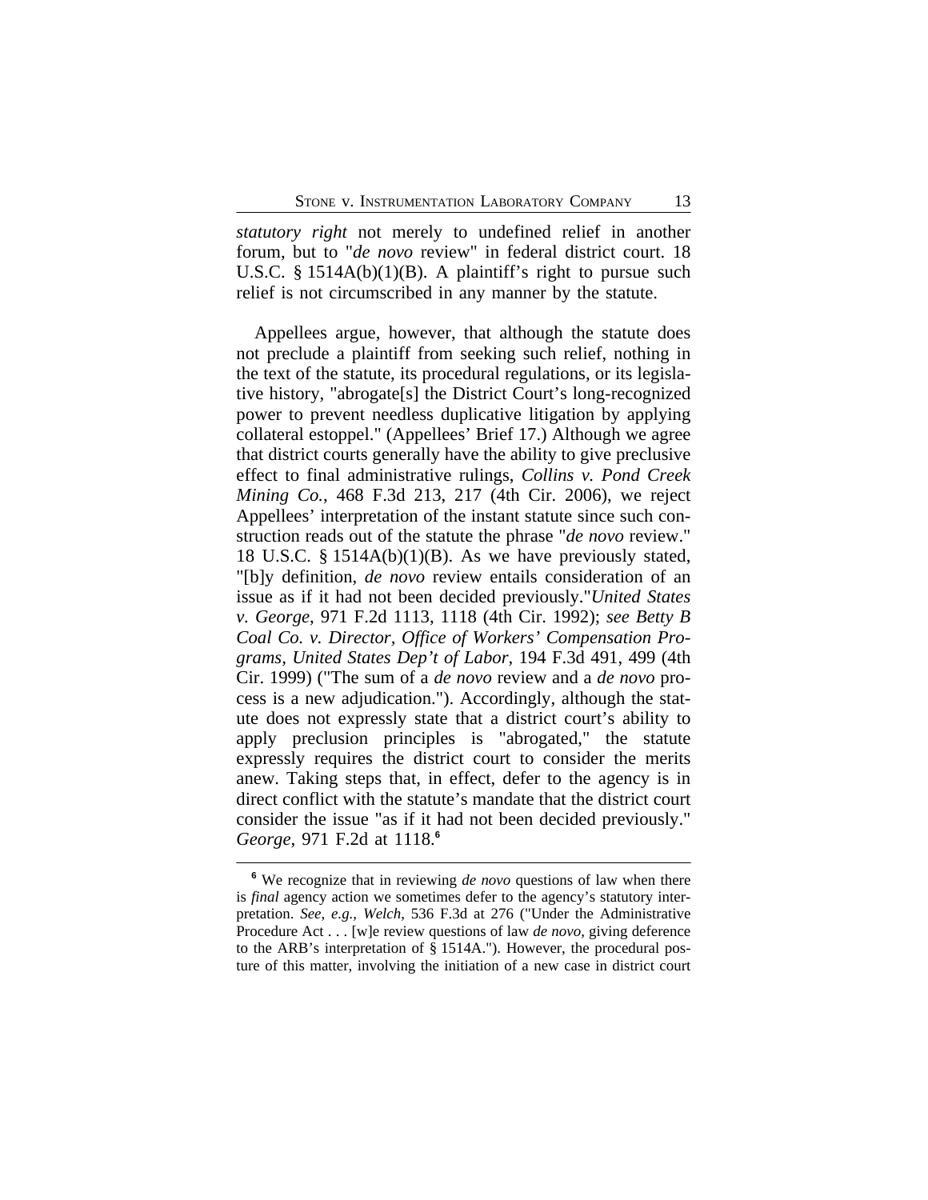*statutory right* not merely to undefined relief in another forum, but to "*de novo* review" in federal district court. 18 U.S.C. § 1514A(b)(1)(B). A plaintiff's right to pursue such relief is not circumscribed in any manner by the statute.

Appellees argue, however, that although the statute does not preclude a plaintiff from seeking such relief, nothing in the text of the statute, its procedural regulations, or its legislative history, "abrogate[s] the District Court's long-recognized power to prevent needless duplicative litigation by applying collateral estoppel." (Appellees' Brief 17.) Although we agree that district courts generally have the ability to give preclusive effect to final administrative rulings, *Collins v. Pond Creek Mining Co.*, 468 F.3d 213, 217 (4th Cir. 2006), we reject Appellees' interpretation of the instant statute since such construction reads out of the statute the phrase "*de novo* review." 18 U.S.C. § 1514A(b)(1)(B). As we have previously stated, "[b]y definition, *de novo* review entails consideration of an issue as if it had not been decided previously."*United States v. George*, 971 F.2d 1113, 1118 (4th Cir. 1992); *see Betty B Coal Co. v. Director, Office of Workers' Compensation Programs, United States Dep't of Labor*, 194 F.3d 491, 499 (4th Cir. 1999) ("The sum of a *de novo* review and a *de novo* process is a new adjudication."). Accordingly, although the statute does not expressly state that a district court's ability to apply preclusion principles is "abrogated," the statute expressly requires the district court to consider the merits anew. Taking steps that, in effect, defer to the agency is in direct conflict with the statute's mandate that the district court consider the issue "as if it had not been decided previously." *George*, 971 F.2d at 1118.[6]

[6] We recognize that in reviewing *de novo* questions of law when there is *final* agency action we sometimes defer to the agency's statutory interpretation. *See*, *e.g.*, *Welch*, 536 F.3d at 276 ("Under the Administrative Procedure Act . . . [w]e review questions of law *de novo*, giving deference to the ARB's interpretation of § 1514A."). However, the procedural posture of this matter, involving the initiation of a new case in district court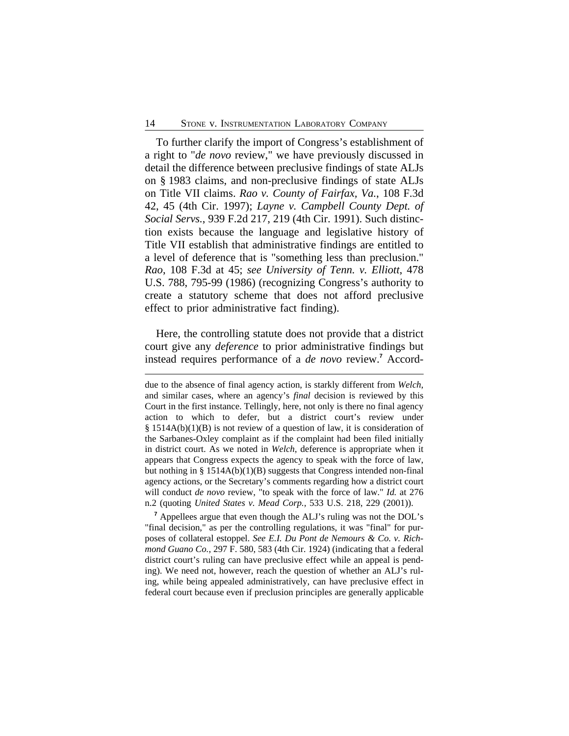To further clarify the import of Congress's establishment of a right to "*de novo* review," we have previously discussed in detail the difference between preclusive findings of state ALJs on § 1983 claims, and non-preclusive findings of state ALJs on Title VII claims. *Rao v. County of Fairfax, Va.*, 108 F.3d 42, 45 (4th Cir. 1997); *Layne v. Campbell County Dept. of Social Servs.*, 939 F.2d 217, 219 (4th Cir. 1991). Such distinction exists because the language and legislative history of Title VII establish that administrative findings are entitled to a level of deference that is "something less than preclusion." *Rao*, 108 F.3d at 45; *see University of Tenn. v. Elliott*, 478 U.S. 788, 795-99 (1986) (recognizing Congress's authority to create a statutory scheme that does not afford preclusive effect to prior administrative fact finding).

Here, the controlling statute does not provide that a district court give any *deference* to prior administrative findings but instead requires performance of a *de novo* review.[7] Accord-

---

due to the absence of final agency action, is starkly different from *Welch*, and similar cases, where an agency's *final* decision is reviewed by this Court in the first instance. Tellingly, here, not only is there no final agency action to which to defer, but a district court's review under § 1514A(b)(1)(B) is not review of a question of law, it is consideration of the Sarbanes-Oxley complaint as if the complaint had been filed initially in district court. As we noted in *Welch*, deference is appropriate when it appears that Congress expects the agency to speak with the force of law, but nothing in § 1514A(b)(1)(B) suggests that Congress intended non-final agency actions, or the Secretary's comments regarding how a district court will conduct *de novo* review, "to speak with the force of law." *Id.* at 276 n.2 (quoting *United States v. Mead Corp.,* 533 U.S. 218, 229 (2001)).

[7] Appellees argue that even though the ALJ's ruling was not the DOL's "final decision," as per the controlling regulations, it was "final" for purposes of collateral estoppel. *See E.I. Du Pont de Nemours & Co. v. Richmond Guano Co.*, 297 F. 580, 583 (4th Cir. 1924) (indicating that a federal district court's ruling can have preclusive effect while an appeal is pending). We need not, however, reach the question of whether an ALJ's ruling, while being appealed administratively, can have preclusive effect in federal court because even if preclusion principles are generally applicable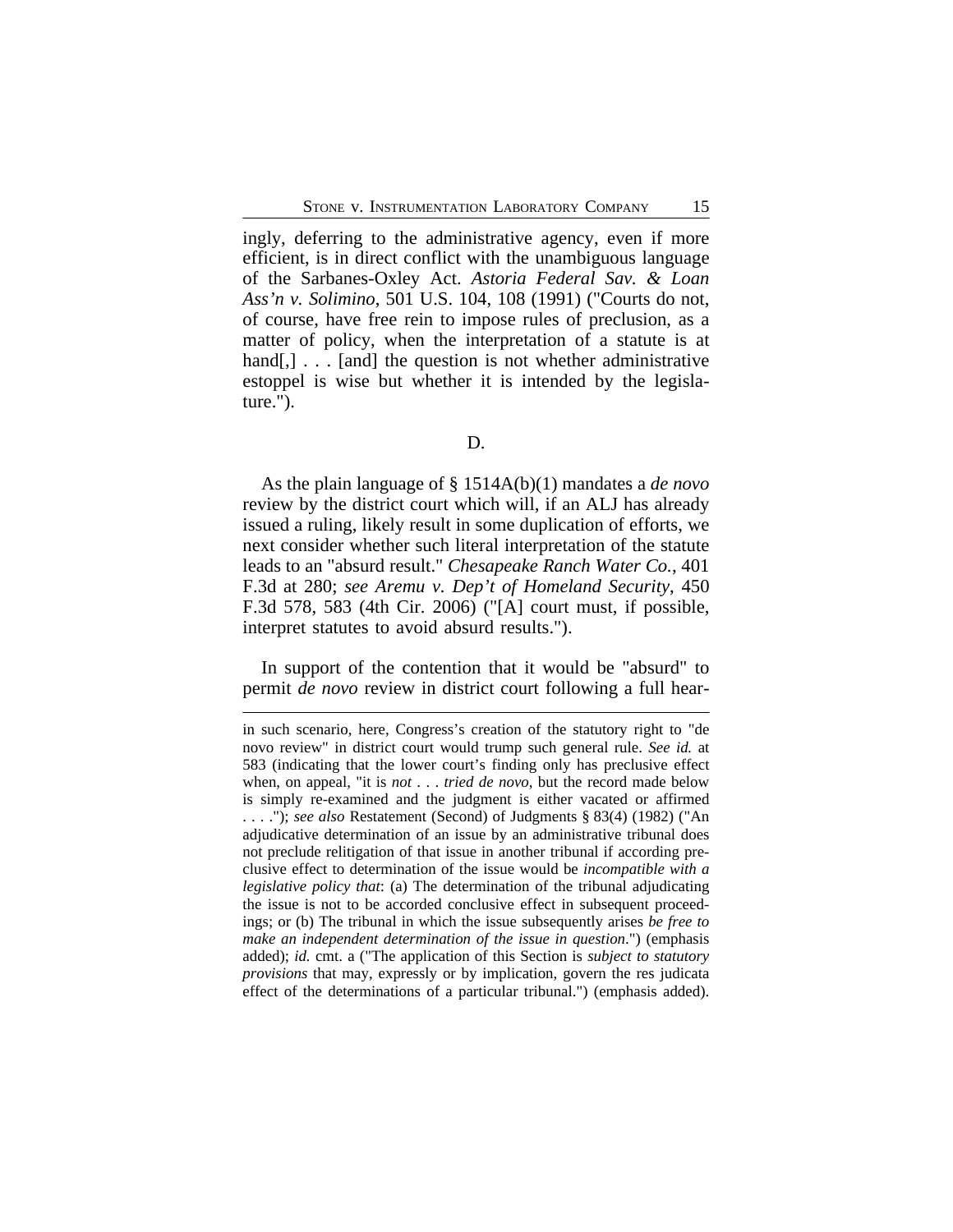ingly, deferring to the administrative agency, even if more efficient, is in direct conflict with the unambiguous language of the Sarbanes-Oxley Act. *Astoria Federal Sav. & Loan Ass'n v. Solimino*, 501 U.S. 104, 108 (1991) ("Courts do not, of course, have free rein to impose rules of preclusion, as a matter of policy, when the interpretation of a statute is at hand[,] . . . [and] the question is not whether administrative estoppel is wise but whether it is intended by the legislature.").

D.

As the plain language of § 1514A(b)(1) mandates a *de novo* review by the district court which will, if an ALJ has already issued a ruling, likely result in some duplication of efforts, we next consider whether such literal interpretation of the statute leads to an "absurd result." *Chesapeake Ranch Water Co.*, 401 F.3d at 280; *see Aremu v. Dep't of Homeland Security*, 450 F.3d 578, 583 (4th Cir. 2006) ("[A] court must, if possible, interpret statutes to avoid absurd results.").

In support of the contention that it would be "absurd" to permit *de novo* review in district court following a full hear-

---

in such scenario, here, Congress's creation of the statutory right to "de novo review" in district court would trump such general rule. *See id.* at 583 (indicating that the lower court's finding only has preclusive effect when, on appeal, "it is *not* . . . *tried de novo*, but the record made below is simply re-examined and the judgment is either vacated or affirmed . . . ."); *see also* Restatement (Second) of Judgments § 83(4) (1982) ("An adjudicative determination of an issue by an administrative tribunal does not preclude relitigation of that issue in another tribunal if according preclusive effect to determination of the issue would be *incompatible with a legislative policy that*: (a) The determination of the tribunal adjudicating the issue is not to be accorded conclusive effect in subsequent proceedings; or (b) The tribunal in which the issue subsequently arises *be free to make an independent determination of the issue in question*.") (emphasis added); *id.* cmt. a ("The application of this Section is *subject to statutory provisions* that may, expressly or by implication, govern the res judicata effect of the determinations of a particular tribunal.") (emphasis added).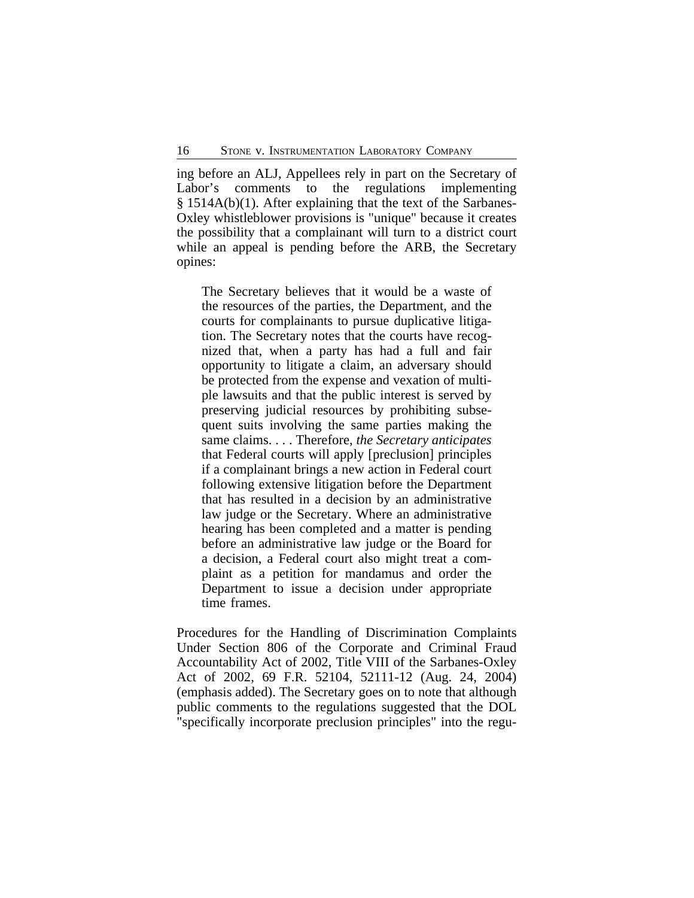ing before an ALJ, Appellees rely in part on the Secretary of Labor's comments to the regulations implementing § 1514A(b)(1). After explaining that the text of the Sarbanes-Oxley whistleblower provisions is "unique" because it creates the possibility that a complainant will turn to a district court while an appeal is pending before the ARB, the Secretary opines:

> The Secretary believes that it would be a waste of the resources of the parties, the Department, and the courts for complainants to pursue duplicative litigation. The Secretary notes that the courts have recognized that, when a party has had a full and fair opportunity to litigate a claim, an adversary should be protected from the expense and vexation of multiple lawsuits and that the public interest is served by preserving judicial resources by prohibiting subsequent suits involving the same parties making the same claims. . . . Therefore, *the Secretary anticipates* that Federal courts will apply [preclusion] principles if a complainant brings a new action in Federal court following extensive litigation before the Department that has resulted in a decision by an administrative law judge or the Secretary. Where an administrative hearing has been completed and a matter is pending before an administrative law judge or the Board for a decision, a Federal court also might treat a complaint as a petition for mandamus and order the Department to issue a decision under appropriate time frames.

Procedures for the Handling of Discrimination Complaints Under Section 806 of the Corporate and Criminal Fraud Accountability Act of 2002, Title VIII of the Sarbanes-Oxley Act of 2002, 69 F.R. 52104, 52111-12 (Aug. 24, 2004) (emphasis added). The Secretary goes on to note that although public comments to the regulations suggested that the DOL "specifically incorporate preclusion principles" into the regu-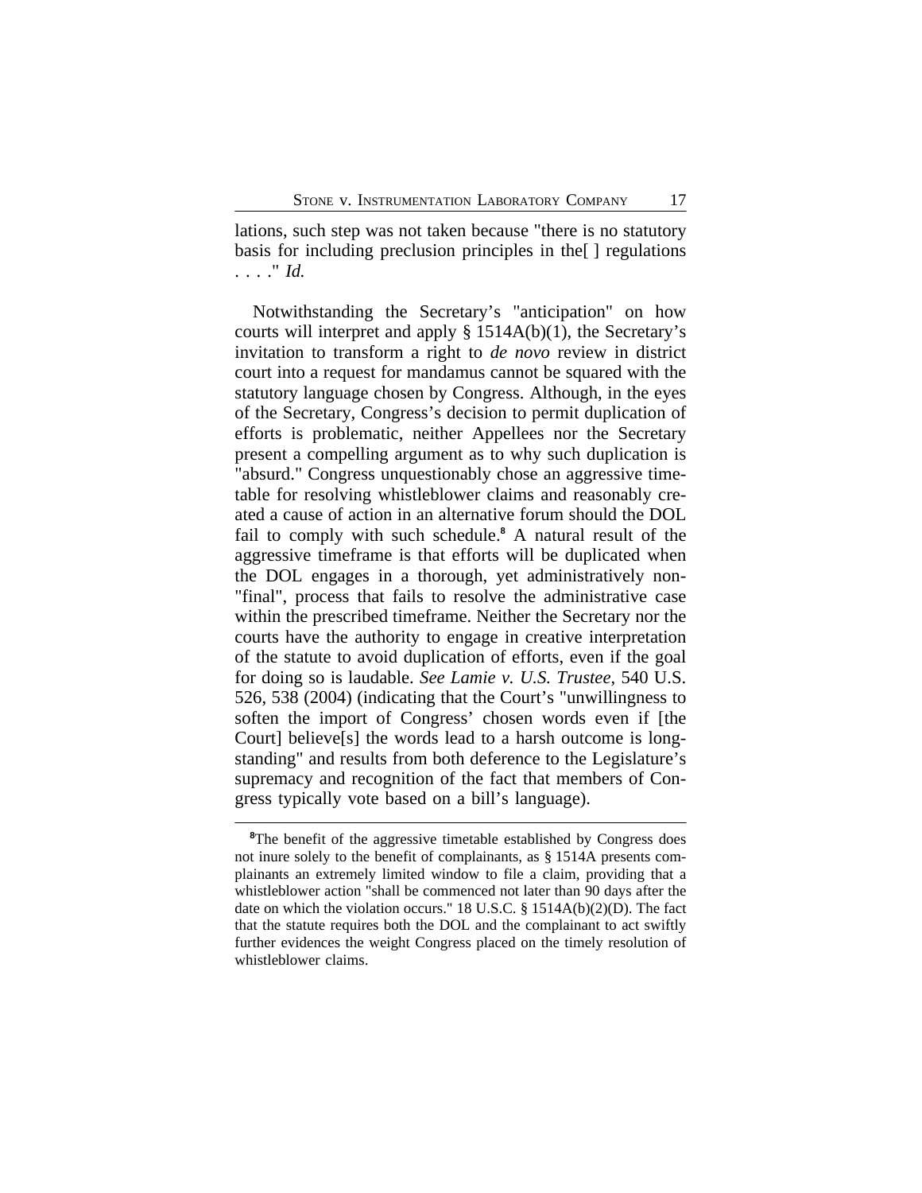lations, such step was not taken because "there is no statutory basis for including preclusion principles in the[ ] regulations . . . ." *Id.*

Notwithstanding the Secretary's "anticipation" on how courts will interpret and apply § 1514A(b)(1), the Secretary's invitation to transform a right to *de novo* review in district court into a request for mandamus cannot be squared with the statutory language chosen by Congress. Although, in the eyes of the Secretary, Congress's decision to permit duplication of efforts is problematic, neither Appellees nor the Secretary present a compelling argument as to why such duplication is "absurd." Congress unquestionably chose an aggressive timetable for resolving whistleblower claims and reasonably created a cause of action in an alternative forum should the DOL fail to comply with such schedule.[8] A natural result of the aggressive timeframe is that efforts will be duplicated when the DOL engages in a thorough, yet administratively non-"final", process that fails to resolve the administrative case within the prescribed timeframe. Neither the Secretary nor the courts have the authority to engage in creative interpretation of the statute to avoid duplication of efforts, even if the goal for doing so is laudable. *See Lamie v. U.S. Trustee*, 540 U.S. 526, 538 (2004) (indicating that the Court's "unwillingness to soften the import of Congress' chosen words even if [the Court] believe[s] the words lead to a harsh outcome is longstanding" and results from both deference to the Legislature's supremacy and recognition of the fact that members of Congress typically vote based on a bill's language).

[8]The benefit of the aggressive timetable established by Congress does not inure solely to the benefit of complainants, as § 1514A presents complainants an extremely limited window to file a claim, providing that a whistleblower action "shall be commenced not later than 90 days after the date on which the violation occurs." 18 U.S.C. § 1514A(b)(2)(D). The fact that the statute requires both the DOL and the complainant to act swiftly further evidences the weight Congress placed on the timely resolution of whistleblower claims.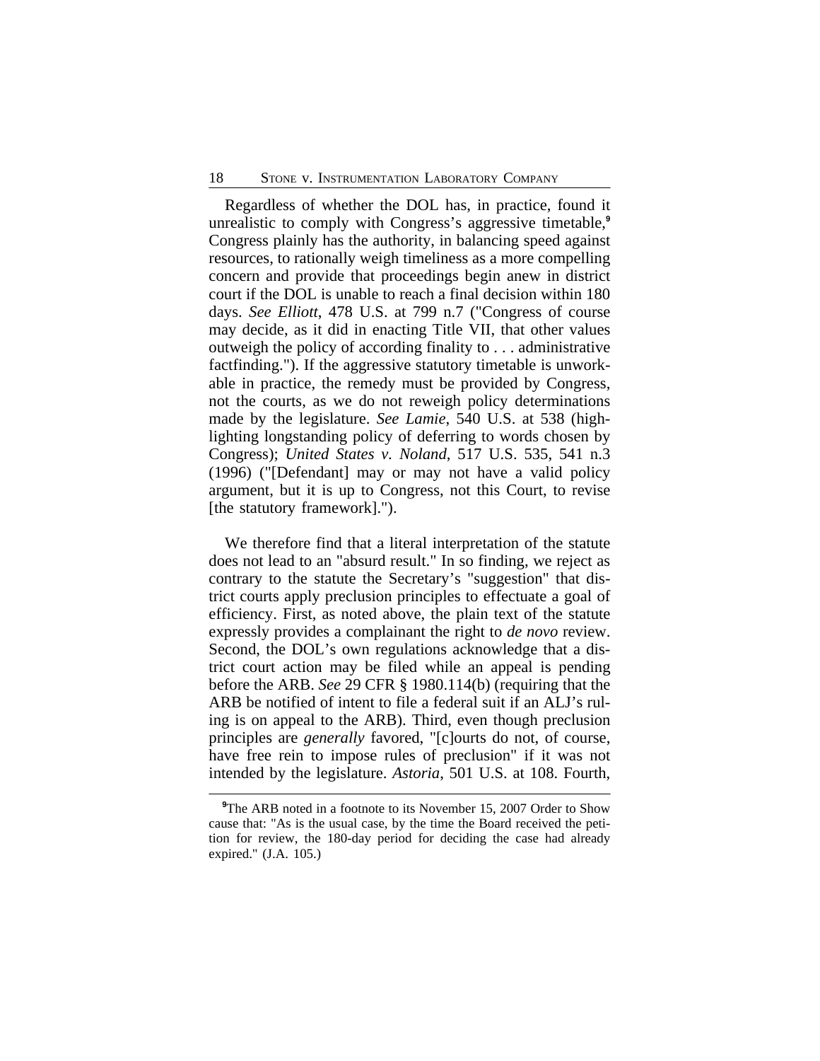Regardless of whether the DOL has, in practice, found it unrealistic to comply with Congress's aggressive timetable,[9] Congress plainly has the authority, in balancing speed against resources, to rationally weigh timeliness as a more compelling concern and provide that proceedings begin anew in district court if the DOL is unable to reach a final decision within 180 days. *See Elliott*, 478 U.S. at 799 n.7 ("Congress of course may decide, as it did in enacting Title VII, that other values outweigh the policy of according finality to . . . administrative factfinding."). If the aggressive statutory timetable is unworkable in practice, the remedy must be provided by Congress, not the courts, as we do not reweigh policy determinations made by the legislature. *See Lamie*, 540 U.S. at 538 (highlighting longstanding policy of deferring to words chosen by Congress); *United States v. Noland*, 517 U.S. 535, 541 n.3 (1996) ("[Defendant] may or may not have a valid policy argument, but it is up to Congress, not this Court, to revise [the statutory framework].").

We therefore find that a literal interpretation of the statute does not lead to an "absurd result." In so finding, we reject as contrary to the statute the Secretary's "suggestion" that district courts apply preclusion principles to effectuate a goal of efficiency. First, as noted above, the plain text of the statute expressly provides a complainant the right to *de novo* review. Second, the DOL's own regulations acknowledge that a district court action may be filed while an appeal is pending before the ARB. *See* 29 CFR § 1980.114(b) (requiring that the ARB be notified of intent to file a federal suit if an ALJ's ruling is on appeal to the ARB). Third, even though preclusion principles are *generally* favored, "[c]ourts do not, of course, have free rein to impose rules of preclusion" if it was not intended by the legislature. *Astoria*, 501 U.S. at 108. Fourth,

[9]The ARB noted in a footnote to its November 15, 2007 Order to Show cause that: "As is the usual case, by the time the Board received the petition for review, the 180-day period for deciding the case had already expired." (J.A. 105.)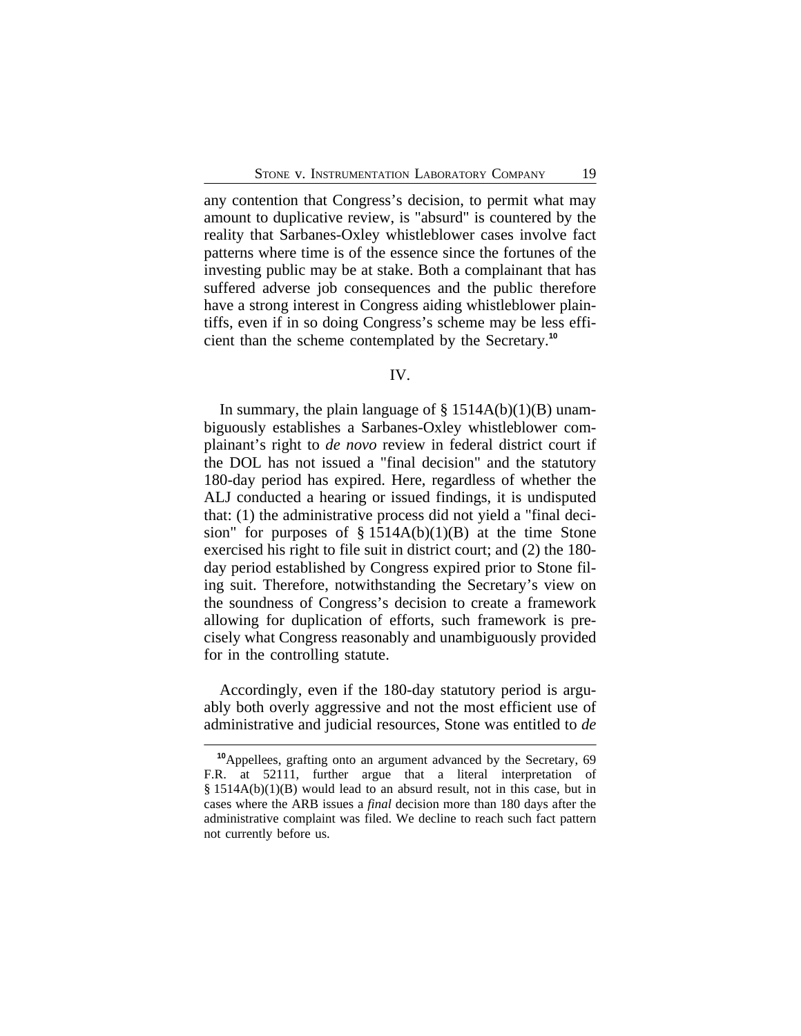any contention that Congress's decision, to permit what may amount to duplicative review, is "absurd" is countered by the reality that Sarbanes-Oxley whistleblower cases involve fact patterns where time is of the essence since the fortunes of the investing public may be at stake. Both a complainant that has suffered adverse job consequences and the public therefore have a strong interest in Congress aiding whistleblower plaintiffs, even if in so doing Congress's scheme may be less efficient than the scheme contemplated by the Secretary.[10]

## IV.

In summary, the plain language of § 1514A(b)(1)(B) unambiguously establishes a Sarbanes-Oxley whistleblower complainant's right to *de novo* review in federal district court if the DOL has not issued a "final decision" and the statutory 180-day period has expired. Here, regardless of whether the ALJ conducted a hearing or issued findings, it is undisputed that: (1) the administrative process did not yield a "final decision" for purposes of § 1514A(b)(1)(B) at the time Stone exercised his right to file suit in district court; and (2) the 180-day period established by Congress expired prior to Stone filing suit. Therefore, notwithstanding the Secretary's view on the soundness of Congress's decision to create a framework allowing for duplication of efforts, such framework is precisely what Congress reasonably and unambiguously provided for in the controlling statute.

Accordingly, even if the 180-day statutory period is arguably both overly aggressive and not the most efficient use of administrative and judicial resources, Stone was entitled to *de*

---

[10] Appellees, grafting onto an argument advanced by the Secretary, 69 F.R. at 52111, further argue that a literal interpretation of § 1514A(b)(1)(B) would lead to an absurd result, not in this case, but in cases where the ARB issues a *final* decision more than 180 days after the administrative complaint was filed. We decline to reach such fact pattern not currently before us.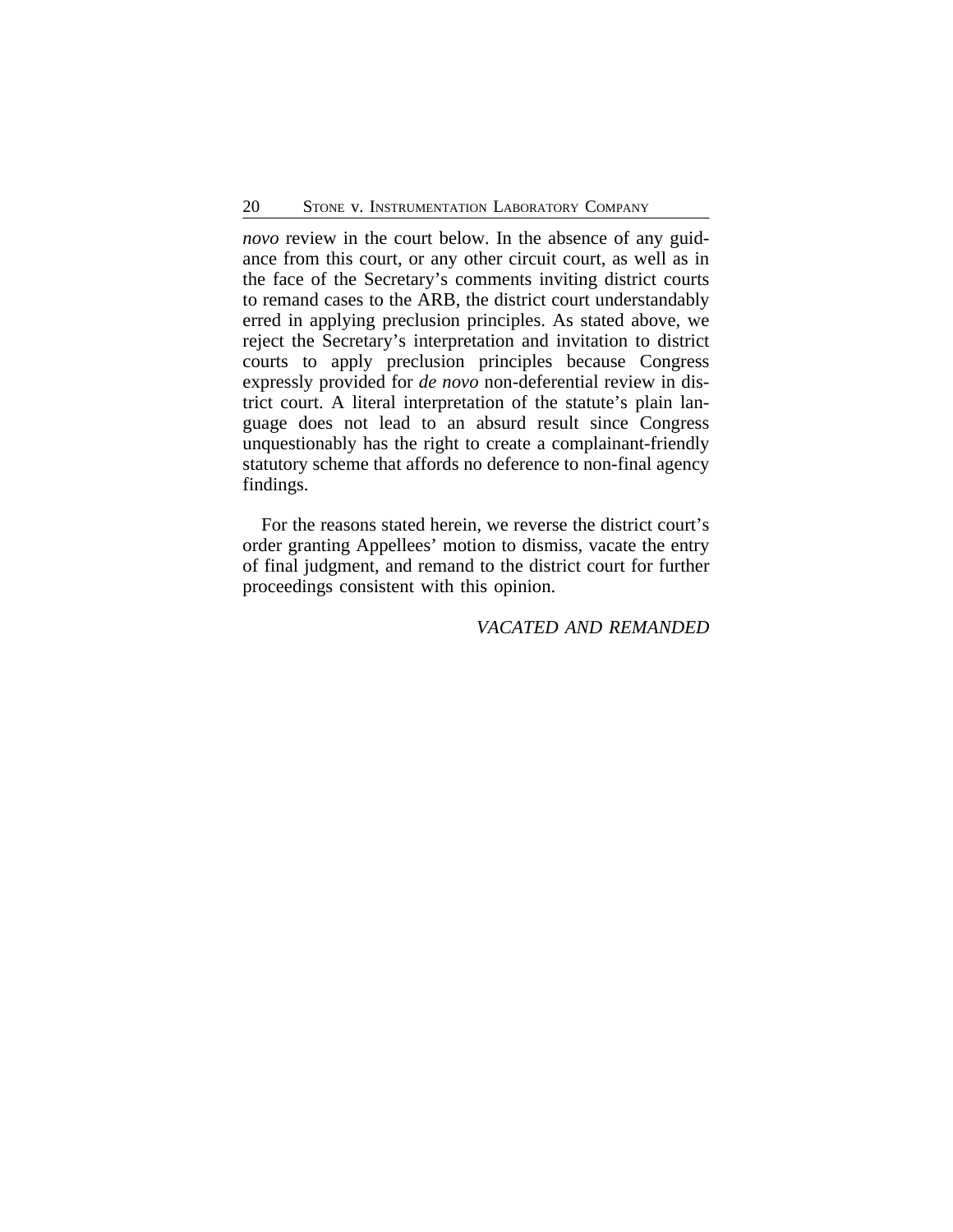*novo* review in the court below. In the absence of any guidance from this court, or any other circuit court, as well as in the face of the Secretary's comments inviting district courts to remand cases to the ARB, the district court understandably erred in applying preclusion principles. As stated above, we reject the Secretary's interpretation and invitation to district courts to apply preclusion principles because Congress expressly provided for *de novo* non-deferential review in district court. A literal interpretation of the statute's plain language does not lead to an absurd result since Congress unquestionably has the right to create a complainant-friendly statutory scheme that affords no deference to non-final agency findings.

For the reasons stated herein, we reverse the district court's order granting Appellees' motion to dismiss, vacate the entry of final judgment, and remand to the district court for further proceedings consistent with this opinion.

*VACATED AND REMANDED*